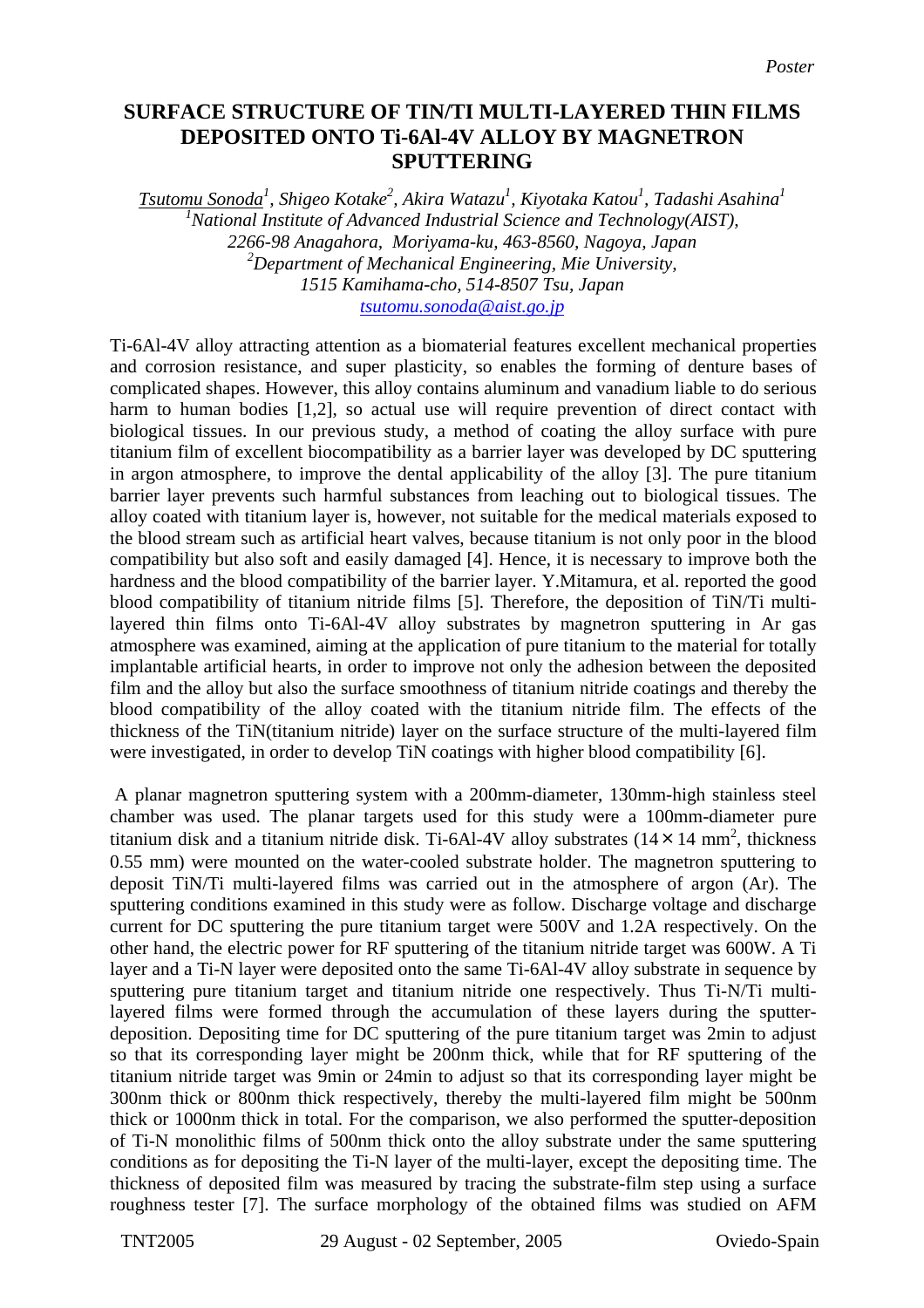*Poster*

# SURFACE STRUCTURE OF TIN/TI MULTI-LAYERED THIN FILMS DEPOSITED ONTO Ti-6Al-4V ALLOY BY MAGNETRON SPUTTERING

*Tsutomu Sonoda[1], Shigeo Kotake[2], Akira Watazu[1], Kiyotaka Katou[1], Tadashi Asahina[1]*
*[1]National Institute of Advanced Industrial Science and Technology(AIST), 2266-98 Anagahora, Moriyama-ku, 463-8560, Nagoya, Japan*
*[2]Department of Mechanical Engineering, Mie University, 1515 Kamihama-cho, 514-8507 Tsu, Japan*
tsutomu.sonoda@aist.go.jp

Ti-6Al-4V alloy attracting attention as a biomaterial features excellent mechanical properties and corrosion resistance, and super plasticity, so enables the forming of denture bases of complicated shapes. However, this alloy contains aluminum and vanadium liable to do serious harm to human bodies [1,2], so actual use will require prevention of direct contact with biological tissues. In our previous study, a method of coating the alloy surface with pure titanium film of excellent biocompatibility as a barrier layer was developed by DC sputtering in argon atmosphere, to improve the dental applicability of the alloy [3]. The pure titanium barrier layer prevents such harmful substances from leaching out to biological tissues. The alloy coated with titanium layer is, however, not suitable for the medical materials exposed to the blood stream such as artificial heart valves, because titanium is not only poor in the blood compatibility but also soft and easily damaged [4]. Hence, it is necessary to improve both the hardness and the blood compatibility of the barrier layer. Y.Mitamura, et al. reported the good blood compatibility of titanium nitride films [5]. Therefore, the deposition of TiN/Ti multi-layered thin films onto Ti-6Al-4V alloy substrates by magnetron sputtering in Ar gas atmosphere was examined, aiming at the application of pure titanium to the material for totally implantable artificial hearts, in order to improve not only the adhesion between the deposited film and the alloy but also the surface smoothness of titanium nitride coatings and thereby the blood compatibility of the alloy coated with the titanium nitride film. The effects of the thickness of the TiN(titanium nitride) layer on the surface structure of the multi-layered film were investigated, in order to develop TiN coatings with higher blood compatibility [6].

A planar magnetron sputtering system with a 200mm-diameter, 130mm-high stainless steel chamber was used. The planar targets used for this study were a 100mm-diameter pure titanium disk and a titanium nitride disk. Ti-6Al-4V alloy substrates ($14 \times 14$ mm$^2$, thickness 0.55 mm) were mounted on the water-cooled substrate holder. The magnetron sputtering to deposit TiN/Ti multi-layered films was carried out in the atmosphere of argon (Ar). The sputtering conditions examined in this study were as follow. Discharge voltage and discharge current for DC sputtering the pure titanium target were 500V and 1.2A respectively. On the other hand, the electric power for RF sputtering of the titanium nitride target was 600W. A Ti layer and a Ti-N layer were deposited onto the same Ti-6Al-4V alloy substrate in sequence by sputtering pure titanium target and titanium nitride one respectively. Thus Ti-N/Ti multi-layered films were formed through the accumulation of these layers during the sputter-deposition. Depositing time for DC sputtering of the pure titanium target was 2min to adjust so that its corresponding layer might be 200nm thick, while that for RF sputtering of the titanium nitride target was 9min or 24min to adjust so that its corresponding layer might be 300nm thick or 800nm thick respectively, thereby the multi-layered film might be 500nm thick or 1000nm thick in total. For the comparison, we also performed the sputter-deposition of Ti-N monolithic films of 500nm thick onto the alloy substrate under the same sputtering conditions as for depositing the Ti-N layer of the multi-layer, except the depositing time. The thickness of deposited film was measured by tracing the substrate-film step using a surface roughness tester [7]. The surface morphology of the obtained films was studied on AFM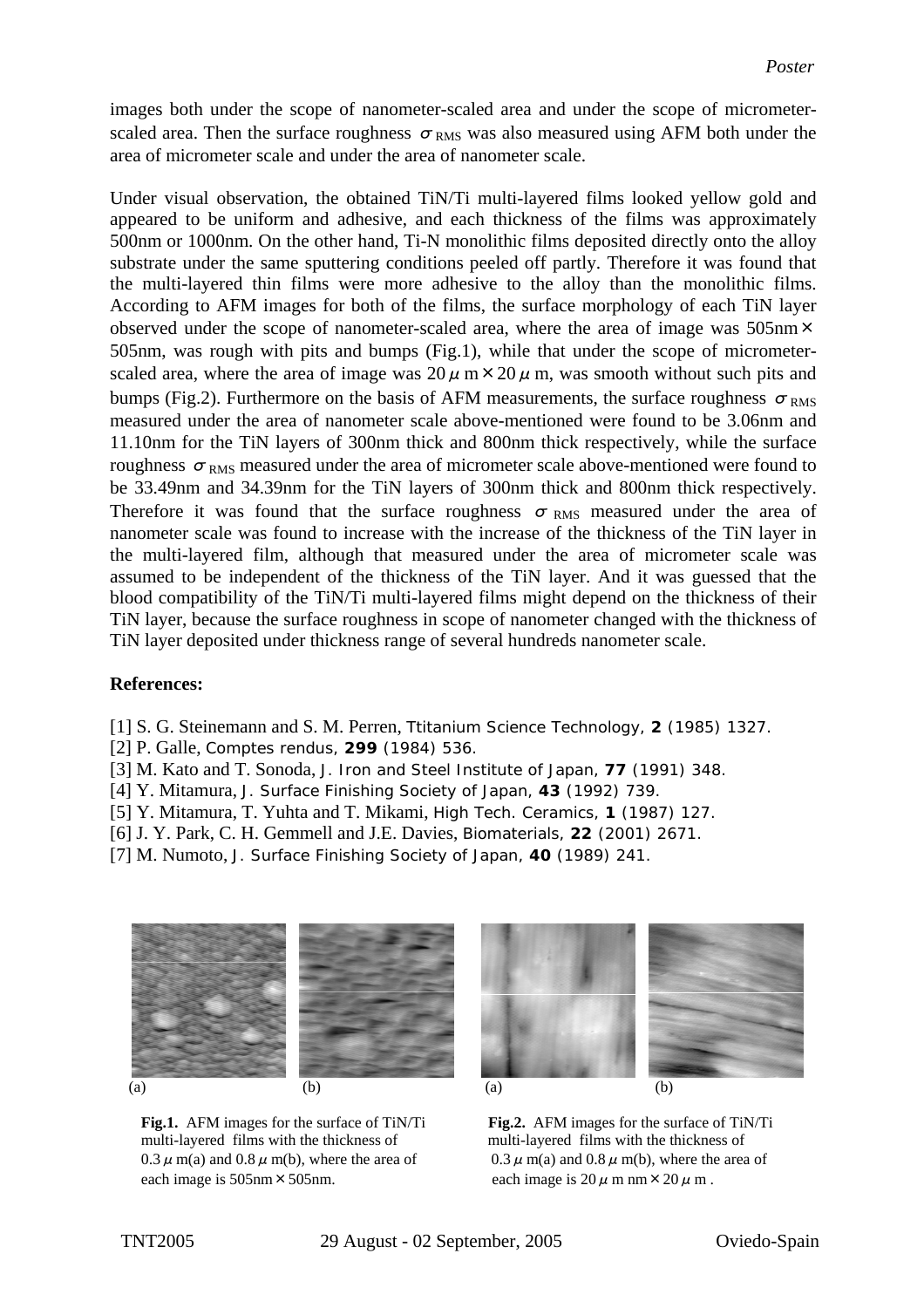images both under the scope of nanometer-scaled area and under the scope of micrometer-scaled area. Then the surface roughness $\sigma_{RMS}$ was also measured using AFM both under the area of micrometer scale and under the area of nanometer scale.

Under visual observation, the obtained TiN/Ti multi-layered films looked yellow gold and appeared to be uniform and adhesive, and each thickness of the films was approximately 500nm or 1000nm. On the other hand, Ti-N monolithic films deposited directly onto the alloy substrate under the same sputtering conditions peeled off partly. Therefore it was found that the multi-layered thin films were more adhesive to the alloy than the monolithic films. According to AFM images for both of the films, the surface morphology of each TiN layer observed under the scope of nanometer-scaled area, where the area of image was 505nm× 505nm, was rough with pits and bumps (Fig.1), while that under the scope of micrometer-scaled area, where the area of image was $20\mu$m×$20\mu$m, was smooth without such pits and bumps (Fig.2). Furthermore on the basis of AFM measurements, the surface roughness $\sigma_{RMS}$ measured under the area of nanometer scale above-mentioned were found to be 3.06nm and 11.10nm for the TiN layers of 300nm thick and 800nm thick respectively, while the surface roughness $\sigma_{RMS}$ measured under the area of micrometer scale above-mentioned were found to be 33.49nm and 34.39nm for the TiN layers of 300nm thick and 800nm thick respectively. Therefore it was found that the surface roughness $\sigma_{RMS}$ measured under the area of nanometer scale was found to increase with the increase of the thickness of the TiN layer in the multi-layered film, although that measured under the area of micrometer scale was assumed to be independent of the thickness of the TiN layer. And it was guessed that the blood compatibility of the TiN/Ti multi-layered films might depend on the thickness of their TiN layer, because the surface roughness in scope of nanometer changed with the thickness of TiN layer deposited under thickness range of several hundreds nanometer scale.

**References:**

[1] S. G. Steinemann and S. M. Perren, *Ttitanium Science Technology*, **2** (1985) 1327.
[2] P. Galle, *Comptes rendus*, **299** (1984) 536.
[3] M. Kato and T. Sonoda, *J. Iron and Steel Institute of Japan*, **77** (1991) 348.
[4] Y. Mitamura, *J. Surface Finishing Society of Japan*, **43** (1992) 739.
[5] Y. Mitamura, T. Yuhta and T. Mikami, *High Tech. Ceramics*, **1** (1987) 127.
[6] J. Y. Park, C. H. Gemmell and J.E. Davies, *Biomaterials*, **22** (2001) 2671.
[7] M. Numoto, *J. Surface Finishing Society of Japan*, **40** (1989) 241.

(a) (b)

**Fig.1.** AFM images for the surface of TiN/Ti multi-layered films with the thickness of $0.3\mu$m(a) and $0.8\mu$m(b), where the area of each image is 505nm×505nm.

(a) (b)

**Fig.2.** AFM images for the surface of TiN/Ti multi-layered films with the thickness of $0.3\mu$m(a) and $0.8\mu$m(b), where the area of each image is $20\mu$m nm×$20\mu$m .